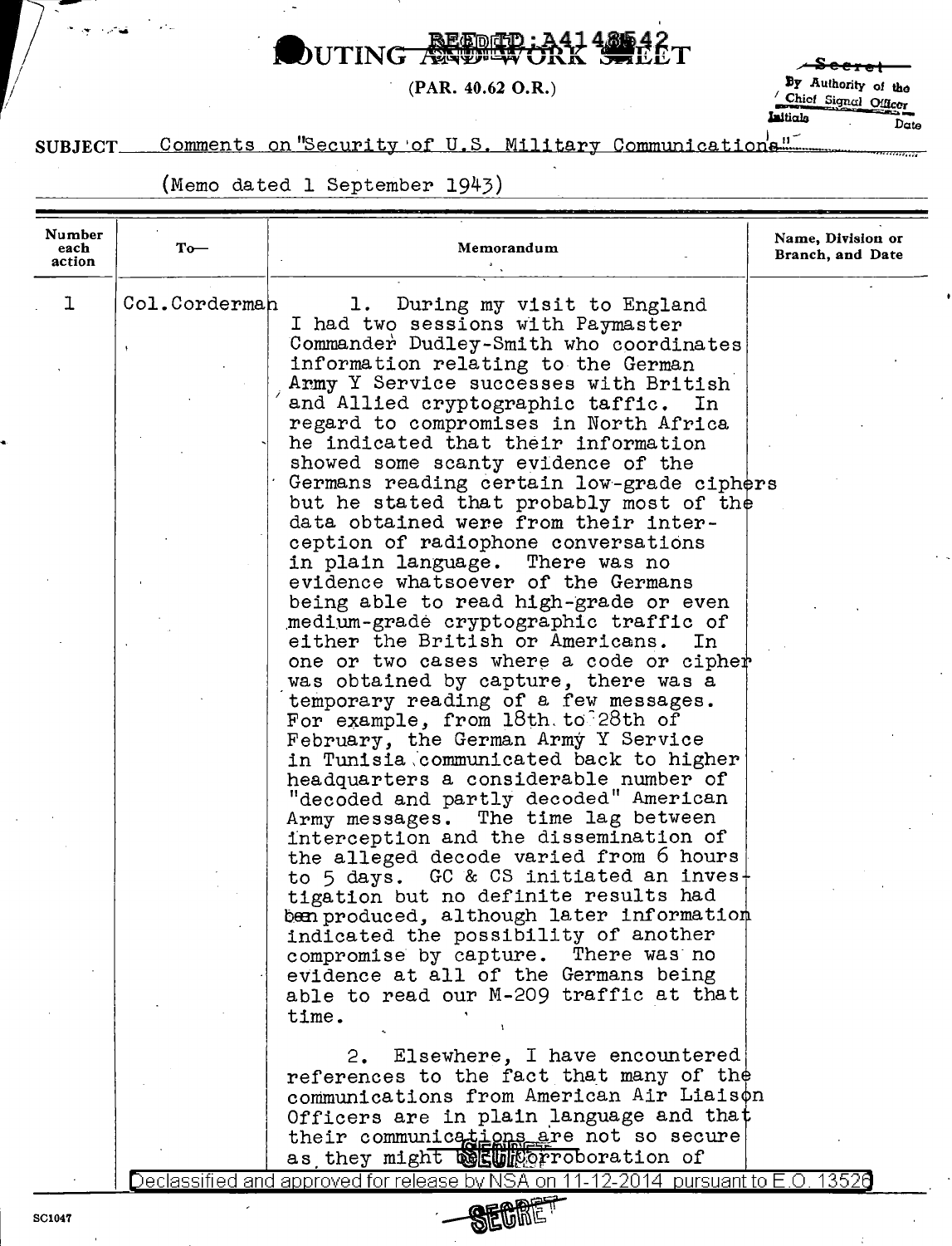REF ID:A4148542

# ROUTING AND WORK SHEET

(PAR. 40.62 O.R.)

~~Secret~~
By Authority of the Chief Signal Officer
Initials Date

**SUBJECT** Comments on "Security of U.S. Military Communications"

(Memo dated 1 September 1943)

| Number each action | To— | Memorandum | Name, Division or Branch, and Date |
|---|---|---|---|
| 1 | Col. Corderman | 1. During my visit to England I had two sessions with Paymaster Commander Dudley-Smith who coordinates information relating to the German Army Y Service successes with British and Allied cryptographic taffic. In regard to compromises in North Africa he indicated that their information showed some scanty evidence of the Germans reading certain low-grade ciphers but he stated that probably most of the data obtained were from their interception of radiophone conversations in plain language. There was no evidence whatsoever of the Germans being able to read high-grade or even medium-grade cryptographic traffic of either the British or Americans. In one or two cases where a code or cipher was obtained by capture, there was a temporary reading of a few messages. For example, from 18th to 28th of February, the German Army Y Service in Tunisia communicated back to higher headquarters a considerable number of "decoded and partly decoded" American Army messages. The time lag between interception and the dissemination of the alleged decode varied from 6 hours to 5 days. GC & CS initiated an investigation but no definite results had been produced, although later information indicated the possibility of another compromise by capture. There was no evidence at all of the Germans being able to read our M-209 traffic at that time.<br><br>2. Elsewhere, I have encountered references to the fact that many of the communications from American Air Liaison Officers are in plain language and that their communications are not so secure as they might be. Corroboration of | |

Declassified and approved for release by NSA on 11-12-2014 pursuant to E.O. 13526

SC1047

SECRET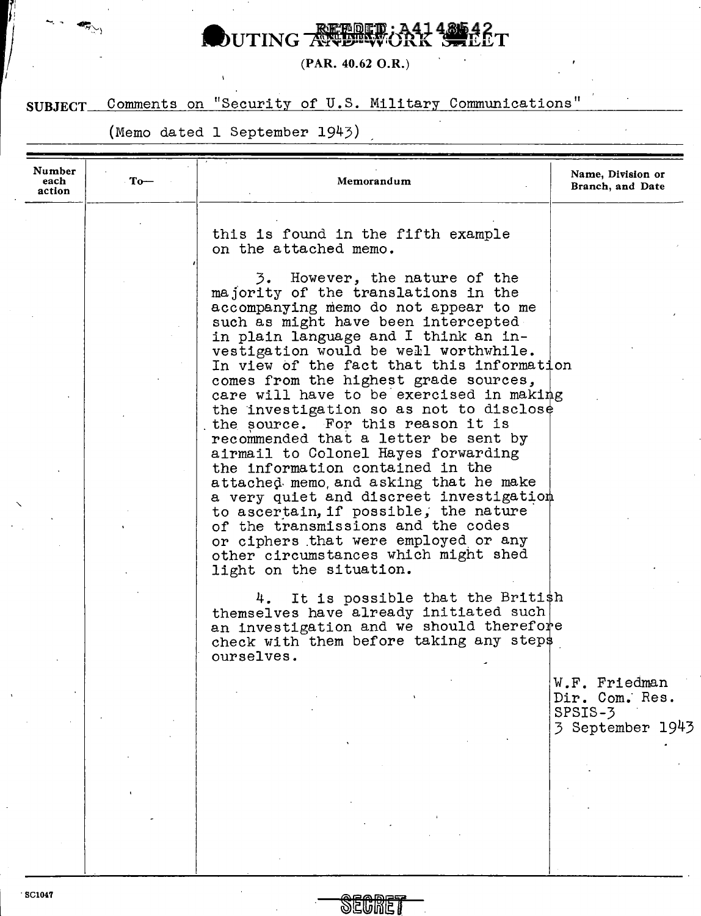# ROUTING AND WORK SHEET

(PAR. 40.62 O.R.)

SUBJECT Comments on "Security of U.S. Military Communications"

(Memo dated 1 September 1943)

| Number each action | To— | Memorandum | Name, Division or Branch, and Date |
|---|---|---|---|
| | | this is found in the fifth example on the attached memo.<br><br>3. However, the nature of the majority of the translations in the accompanying memo do not appear to me such as might have been intercepted in plain language and I think an investigation would be well worthwhile. In view of the fact that this information comes from the highest grade sources, care will have to be exercised in making the investigation so as not to disclose the source. For this reason it is recommended that a letter be sent by airmail to Colonel Hayes forwarding the information contained in the attached memo, and asking that he make a very quiet and discreet investigation to ascertain, if possible, the nature of the transmissions and the codes or ciphers that were employed or any other circumstances which might shed light on the situation.<br><br>4. It is possible that the British themselves have already initiated such an investigation and we should therefore check with them before taking any steps ourselves. | |
| | | | W.F. Friedman<br>Dir. Com. Res.<br>SPSIS-3<br>3 September 1943 |

SC1047

SECRET